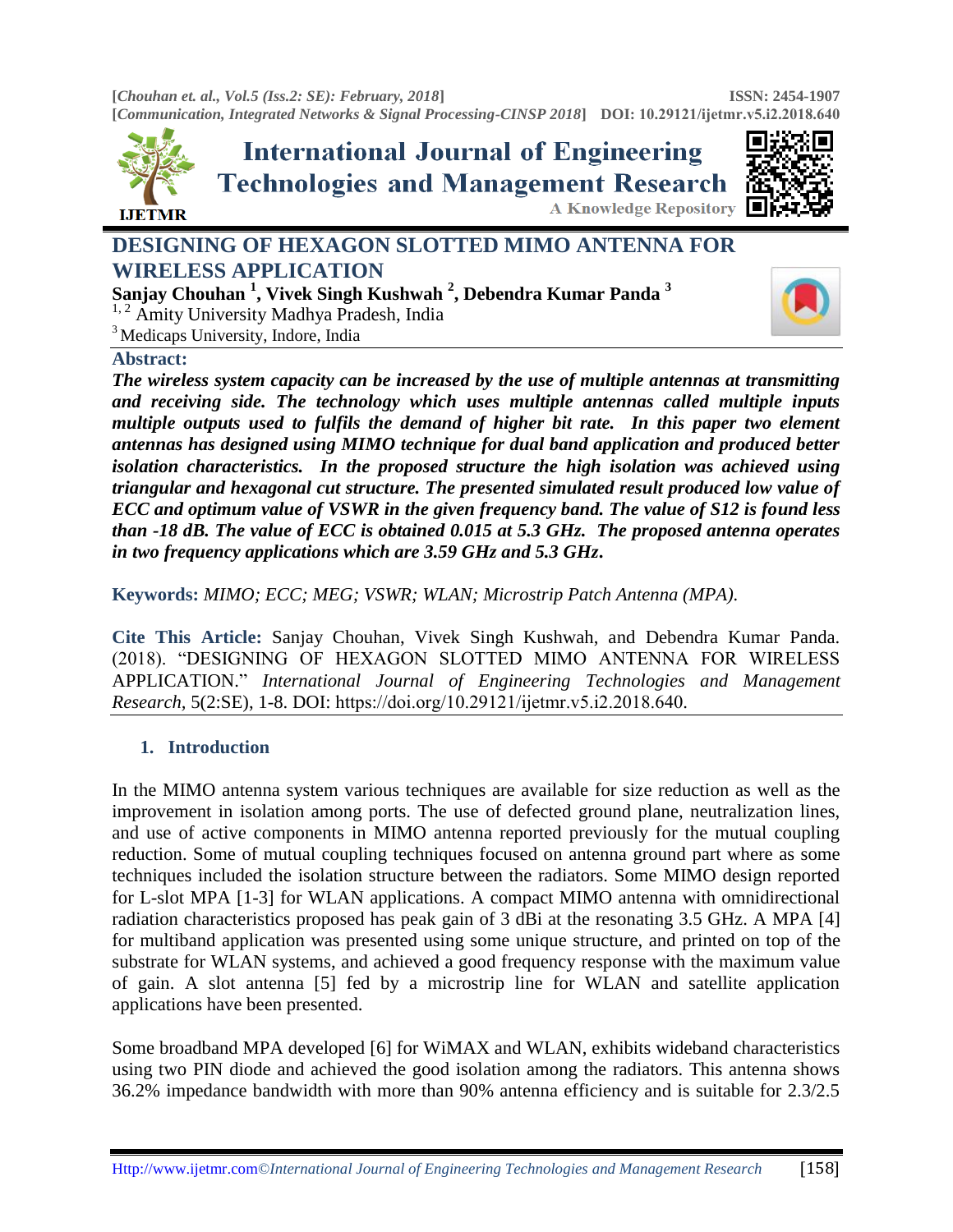# DESIGNING OF HEXAGON SLOTTED MIMO ANTENNA FOR WIRELESS APPLICATION

**Sanjay Chouhan [1], Vivek Singh Kushwah [2], Debendra Kumar Panda [3]**

[1, 2] Amity University Madhya Pradesh, India

[3] Medicaps University, Indore, India

**Abstract:**

***The wireless system capacity can be increased by the use of multiple antennas at transmitting and receiving side. The technology which uses multiple antennas called multiple inputs multiple outputs used to fulfils the demand of higher bit rate. In this paper two element antennas has designed using MIMO technique for dual band application and produced better isolation characteristics. In the proposed structure the high isolation was achieved using triangular and hexagonal cut structure. The presented simulated result produced low value of ECC and optimum value of VSWR in the given frequency band. The value of S12 is found less than -18 dB. The value of ECC is obtained 0.015 at 5.3 GHz. The proposed antenna operates in two frequency applications which are 3.59 GHz and 5.3 GHz.***

**Keywords:** *MIMO; ECC; MEG; VSWR; WLAN; Microstrip Patch Antenna (MPA).*

**Cite This Article:** Sanjay Chouhan, Vivek Singh Kushwah, and Debendra Kumar Panda. (2018). "DESIGNING OF HEXAGON SLOTTED MIMO ANTENNA FOR WIRELESS APPLICATION." *International Journal of Engineering Technologies and Management Research*, 5(2:SE), 1-8. DOI: https://doi.org/10.29121/ijetmr.v5.i2.2018.640.

## 1. Introduction

In the MIMO antenna system various techniques are available for size reduction as well as the improvement in isolation among ports. The use of defected ground plane, neutralization lines, and use of active components in MIMO antenna reported previously for the mutual coupling reduction. Some of mutual coupling techniques focused on antenna ground part where as some techniques included the isolation structure between the radiators. Some MIMO design reported for L-slot MPA [1-3] for WLAN applications. A compact MIMO antenna with omnidirectional radiation characteristics proposed has peak gain of 3 dBi at the resonating 3.5 GHz. A MPA [4] for multiband application was presented using some unique structure, and printed on top of the substrate for WLAN systems, and achieved a good frequency response with the maximum value of gain. A slot antenna [5] fed by a microstrip line for WLAN and satellite application applications have been presented.

Some broadband MPA developed [6] for WiMAX and WLAN, exhibits wideband characteristics using two PIN diode and achieved the good isolation among the radiators. This antenna shows 36.2% impedance bandwidth with more than 90% antenna efficiency and is suitable for 2.3/2.5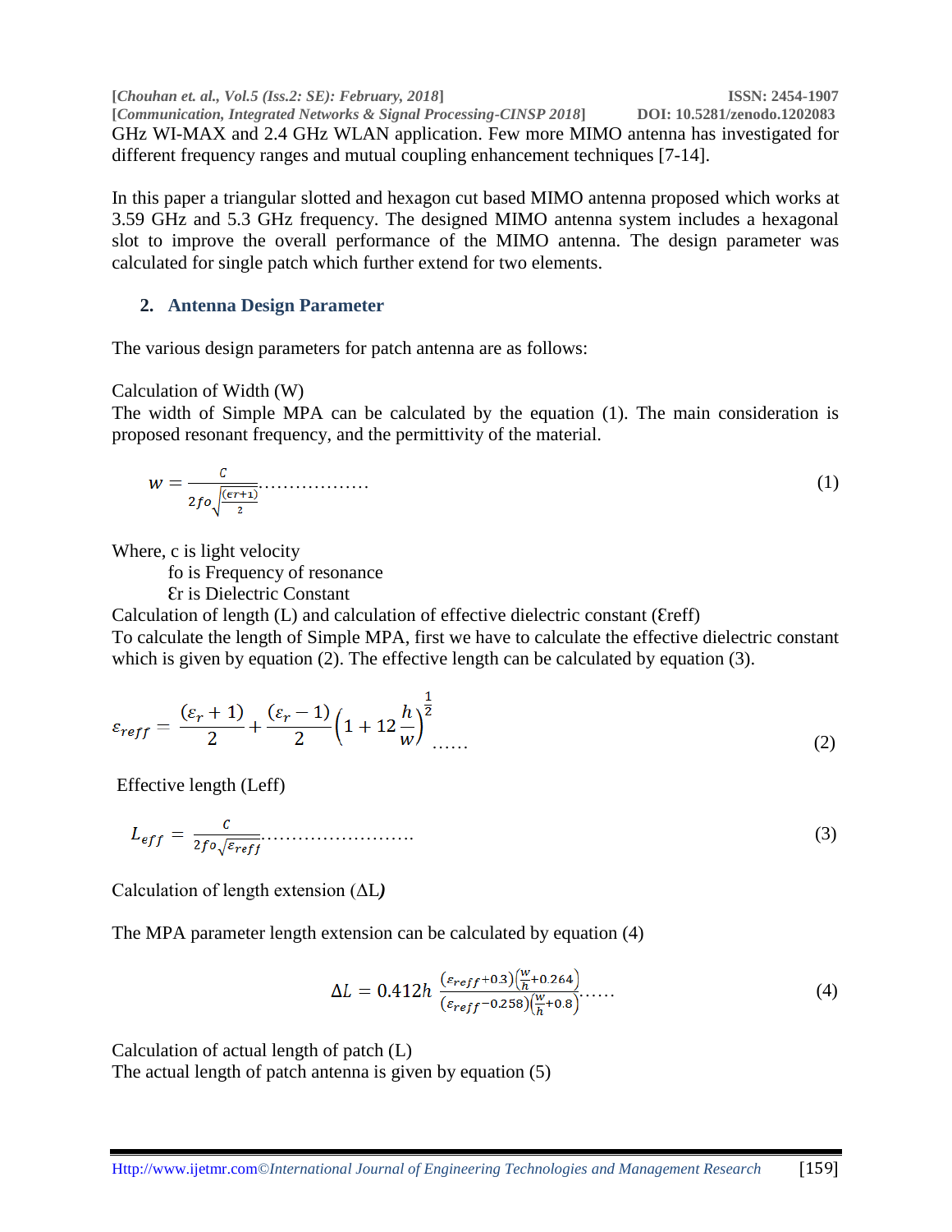GHz WI-MAX and 2.4 GHz WLAN application. Few more MIMO antenna has investigated for different frequency ranges and mutual coupling enhancement techniques [7-14].

In this paper a triangular slotted and hexagon cut based MIMO antenna proposed which works at 3.59 GHz and 5.3 GHz frequency. The designed MIMO antenna system includes a hexagonal slot to improve the overall performance of the MIMO antenna. The design parameter was calculated for single patch which further extend for two elements.

## 2. Antenna Design Parameter

The various design parameters for patch antenna are as follows:

Calculation of Width (W)

The width of Simple MPA can be calculated by the equation (1). The main consideration is proposed resonant frequency, and the permittivity of the material.

$$w = \frac{c}{2fo\sqrt{\frac{(\varepsilon r+1)}{2}}} \ldots\ldots\ldots\ldots\ldots\ldots \tag{1}$$

Where, c is light velocity

fo is Frequency of resonance

Ɛr is Dielectric Constant

Calculation of length (L) and calculation of effective dielectric constant (Ɛreff)

To calculate the length of Simple MPA, first we have to calculate the effective dielectric constant which is given by equation (2). The effective length can be calculated by equation (3).

$$\varepsilon_{reff} = \frac{(\varepsilon_r + 1)}{2} + \frac{(\varepsilon_r - 1)}{2}\left(1 + 12\frac{h}{w}\right)^{\frac{1}{2}} \ldots\ldots \tag{2}$$

Effective length (Leff)

$$L_{eff} = \frac{c}{2fo\sqrt{\varepsilon_{reff}}} \ldots\ldots\ldots\ldots\ldots\ldots\ldots\ldots \tag{3}$$

Calculation of length extension (ΔL)

The MPA parameter length extension can be calculated by equation (4)

$$\Delta L = 0.412h\,\frac{(\varepsilon_{reff}+0.3)\left(\frac{w}{h}+0.264\right)}{(\varepsilon_{reff}-0.258)\left(\frac{w}{h}+0.8\right)} \ldots\ldots \tag{4}$$

Calculation of actual length of patch (L)

The actual length of patch antenna is given by equation (5)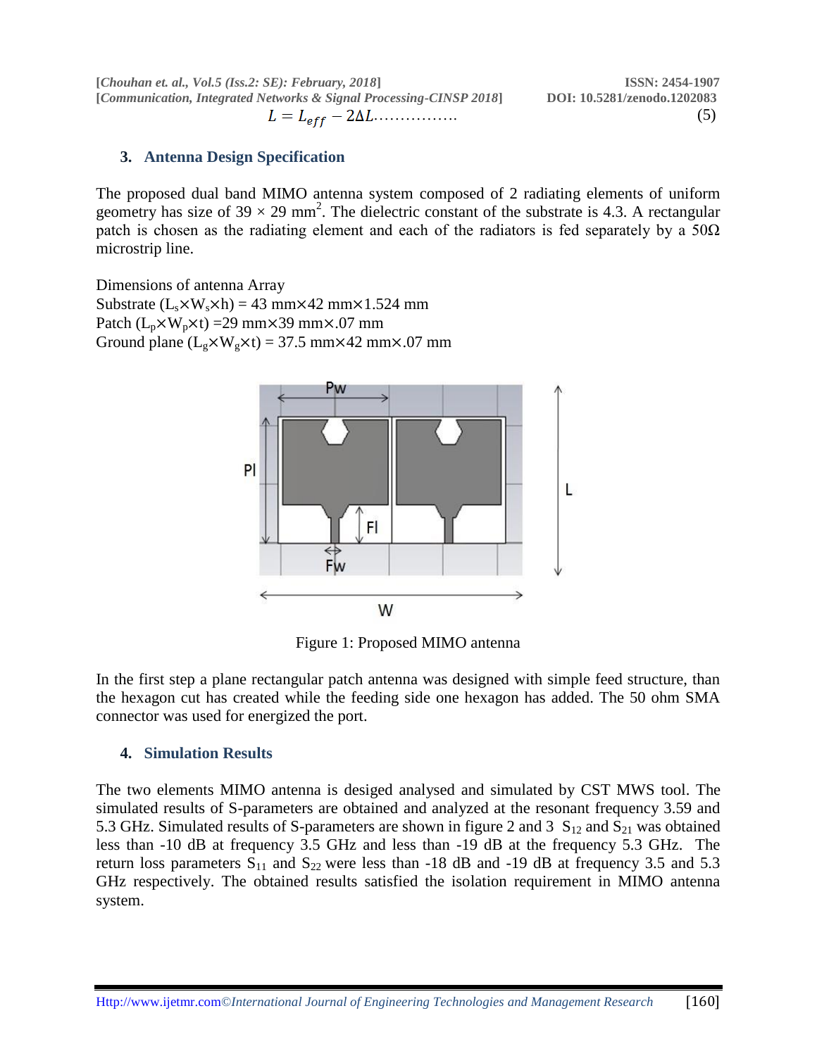$$L = L_{eff} - 2\Delta L \ldots\ldots\ldots\ldots\ldots \quad (5)$$

## 3. Antenna Design Specification

The proposed dual band MIMO antenna system composed of 2 radiating elements of uniform geometry has size of 39 × 29 $mm^2$. The dielectric constant of the substrate is 4.3. A rectangular patch is chosen as the radiating element and each of the radiators is fed separately by a 50Ω microstrip line.

Dimensions of antenna Array
Substrate ($L_s$×$W_s$×h) = 43 mm×42 mm×1.524 mm
Patch ($L_p$×$W_p$×t) =29 mm×39 mm×.07 mm
Ground plane ($L_g$×$W_g$×t) = 37.5 mm×42 mm×.07 mm

Figure 1: Proposed MIMO antenna

In the first step a plane rectangular patch antenna was designed with simple feed structure, than the hexagon cut has created while the feeding side one hexagon has added. The 50 ohm SMA connector was used for energized the port.

## 4. Simulation Results

The two elements MIMO antenna is desiged analysed and simulated by CST MWS tool. The simulated results of S-parameters are obtained and analyzed at the resonant frequency 3.59 and 5.3 GHz. Simulated results of S-parameters are shown in figure 2 and 3 $S_{12}$ and $S_{21}$ was obtained less than -10 dB at frequency 3.5 GHz and less than -19 dB at the frequency 5.3 GHz. The return loss parameters $S_{11}$ and $S_{22}$ were less than -18 dB and -19 dB at frequency 3.5 and 5.3 GHz respectively. The obtained results satisfied the isolation requirement in MIMO antenna system.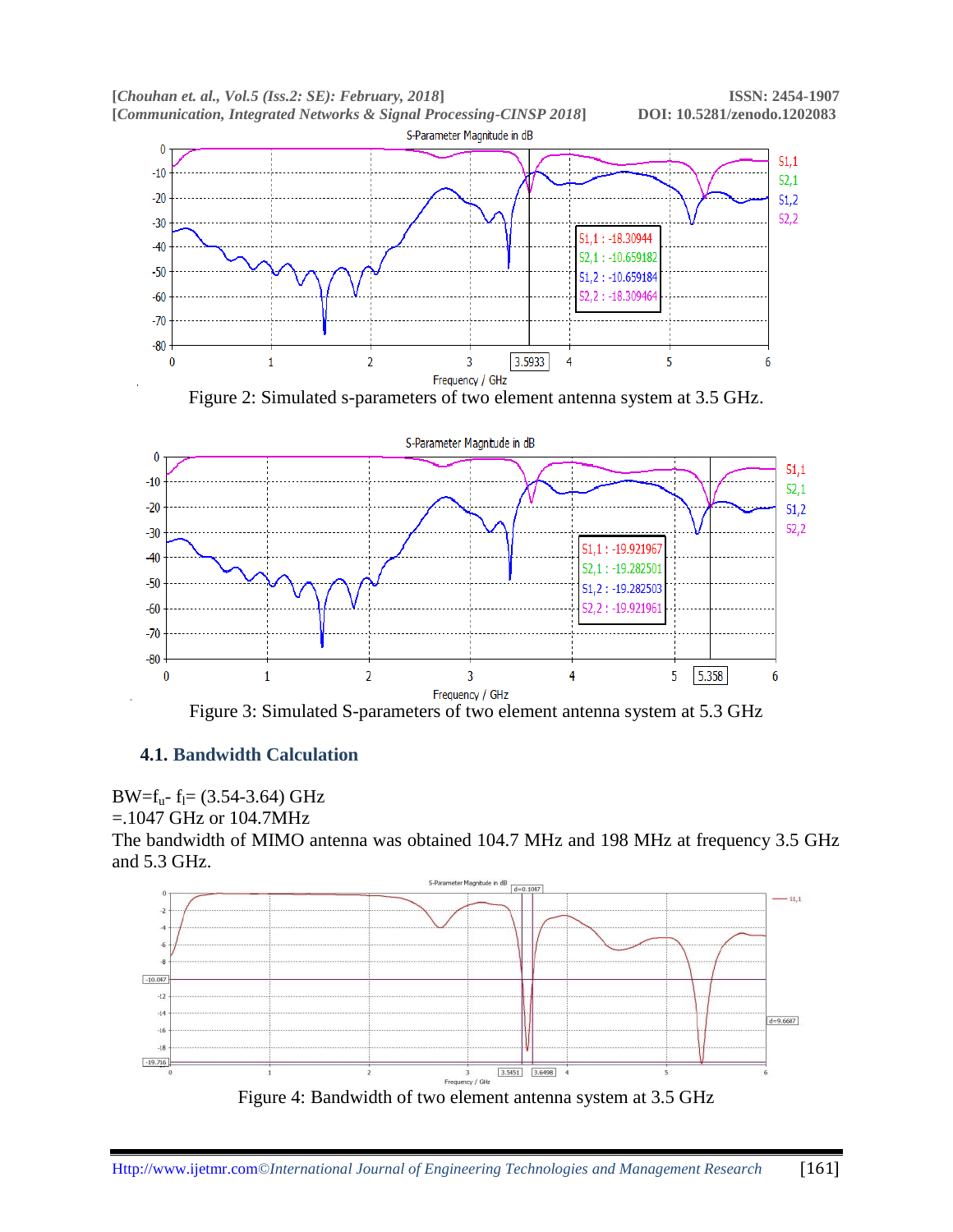Figure 2: Simulated s-parameters of two element antenna system at 3.5 GHz.

Figure 3: Simulated S-parameters of two element antenna system at 5.3 GHz

### 4.1. Bandwidth Calculation

$BW = f_u - f_l = (3.54\text{-}3.64)$ GHz

=.1047 GHz or 104.7MHz

The bandwidth of MIMO antenna was obtained 104.7 MHz and 198 MHz at frequency 3.5 GHz and 5.3 GHz.

Figure 4: Bandwidth of two element antenna system at 3.5 GHz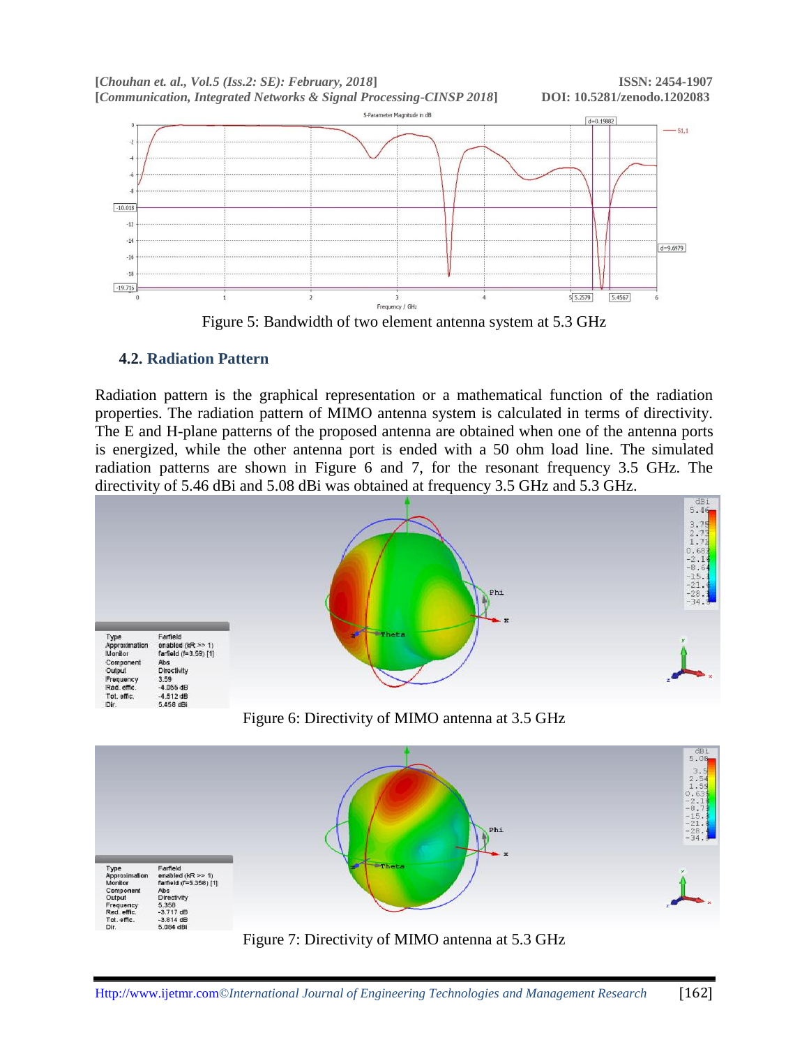Figure 5: Bandwidth of two element antenna system at 5.3 GHz

### 4.2. Radiation Pattern

Radiation pattern is the graphical representation or a mathematical function of the radiation properties. The radiation pattern of MIMO antenna system is calculated in terms of directivity. The E and H-plane patterns of the proposed antenna are obtained when one of the antenna ports is energized, while the other antenna port is ended with a 50 ohm load line. The simulated radiation patterns are shown in Figure 6 and 7, for the resonant frequency 3.5 GHz. The directivity of 5.46 dBi and 5.08 dBi was obtained at frequency 3.5 GHz and 5.3 GHz.

Figure 6: Directivity of MIMO antenna at 3.5 GHz

Figure 7: Directivity of MIMO antenna at 5.3 GHz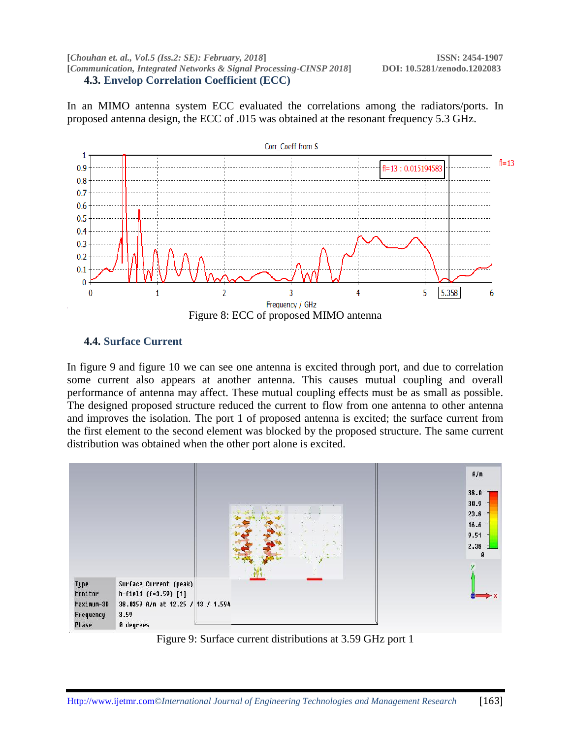### 4.3. Envelop Correlation Coefficient (ECC)

In an MIMO antenna system ECC evaluated the correlations among the radiators/ports. In proposed antenna design, the ECC of .015 was obtained at the resonant frequency 5.3 GHz.

Figure 8: ECC of proposed MIMO antenna

### 4.4. Surface Current

In figure 9 and figure 10 we can see one antenna is excited through port, and due to correlation some current also appears at another antenna. This causes mutual coupling and overall performance of antenna may affect. These mutual coupling effects must be as small as possible. The designed proposed structure reduced the current to flow from one antenna to other antenna and improves the isolation. The port 1 of proposed antenna is excited; the surface current from the first element to the second element was blocked by the proposed structure. The same current distribution was obtained when the other port alone is excited.

Figure 9: Surface current distributions at 3.59 GHz port 1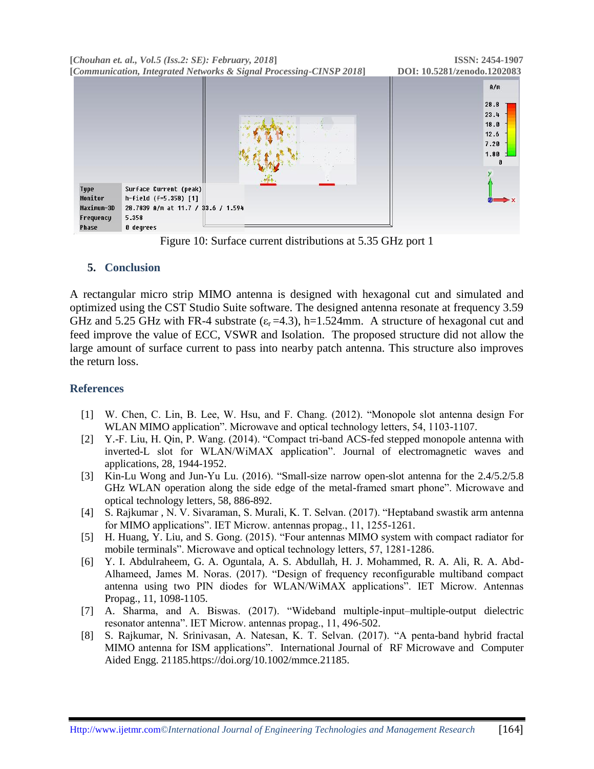Figure 10: Surface current distributions at 5.35 GHz port 1

## 5. Conclusion

A rectangular micro strip MIMO antenna is designed with hexagonal cut and simulated and optimized using the CST Studio Suite software. The designed antenna resonate at frequency 3.59 GHz and 5.25 GHz with FR-4 substrate ($\varepsilon_r$ =4.3), h=1.524mm. A structure of hexagonal cut and feed improve the value of ECC, VSWR and Isolation. The proposed structure did not allow the large amount of surface current to pass into nearby patch antenna. This structure also improves the return loss.

## References

[1] W. Chen, C. Lin, B. Lee, W. Hsu, and F. Chang. (2012). "Monopole slot antenna design For WLAN MIMO application". Microwave and optical technology letters, 54, 1103-1107.

[2] Y.-F. Liu, H. Qin, P. Wang. (2014). "Compact tri-band ACS-fed stepped monopole antenna with inverted-L slot for WLAN/WiMAX application". Journal of electromagnetic waves and applications, 28, 1944-1952.

[3] Kin-Lu Wong and Jun-Yu Lu. (2016). "Small-size narrow open-slot antenna for the 2.4/5.2/5.8 GHz WLAN operation along the side edge of the metal-framed smart phone". Microwave and optical technology letters, 58, 886-892.

[4] S. Rajkumar , N. V. Sivaraman, S. Murali, K. T. Selvan. (2017). "Heptaband swastik arm antenna for MIMO applications". IET Microw. antennas propag., 11, 1255-1261.

[5] H. Huang, Y. Liu, and S. Gong. (2015). "Four antennas MIMO system with compact radiator for mobile terminals". Microwave and optical technology letters, 57, 1281-1286.

[6] Y. I. Abdulraheem, G. A. Oguntala, A. S. Abdullah, H. J. Mohammed, R. A. Ali, R. A. Abd-Alhameed, James M. Noras. (2017). "Design of frequency reconfigurable multiband compact antenna using two PIN diodes for WLAN/WiMAX applications". IET Microw. Antennas Propag., 11, 1098-1105.

[7] A. Sharma, and A. Biswas. (2017). "Wideband multiple-input–multiple-output dielectric resonator antenna". IET Microw. antennas propag., 11, 496-502.

[8] S. Rajkumar, N. Srinivasan, A. Natesan, K. T. Selvan. (2017). "A penta-band hybrid fractal MIMO antenna for ISM applications". International Journal of RF Microwave and Computer Aided Engg. 21185.https://doi.org/10.1002/mmce.21185.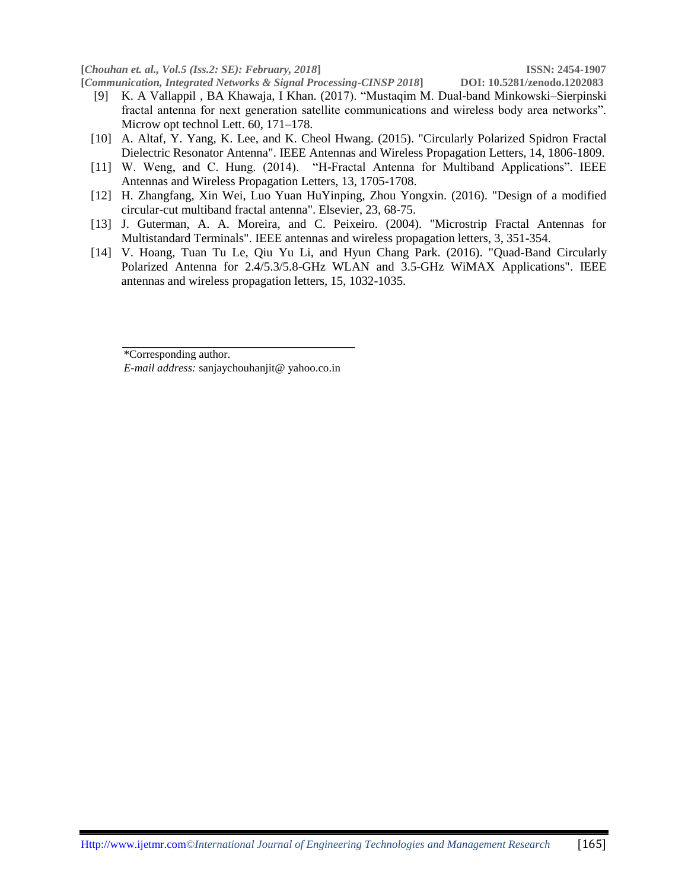[9] K. A Vallappil , BA Khawaja, I Khan. (2017). "Mustaqim M. Dual-band Minkowski–Sierpinski fractal antenna for next generation satellite communications and wireless body area networks". Microw opt technol Lett. 60, 171–178.

[10] A. Altaf, Y. Yang, K. Lee, and K. Cheol Hwang. (2015). "Circularly Polarized Spidron Fractal Dielectric Resonator Antenna". IEEE Antennas and Wireless Propagation Letters, 14, 1806-1809.

[11] W. Weng, and C. Hung. (2014). "H-Fractal Antenna for Multiband Applications". IEEE Antennas and Wireless Propagation Letters, 13, 1705-1708.

[12] H. Zhangfang, Xin Wei, Luo Yuan HuYinping, Zhou Yongxin. (2016). "Design of a modified circular-cut multiband fractal antenna". Elsevier, 23, 68-75.

[13] J. Guterman, A. A. Moreira, and C. Peixeiro. (2004). "Microstrip Fractal Antennas for Multistandard Terminals". IEEE antennas and wireless propagation letters, 3, 351-354.

[14] V. Hoang, Tuan Tu Le, Qiu Yu Li, and Hyun Chang Park. (2016). "Quad-Band Circularly Polarized Antenna for 2.4/5.3/5.8-GHz WLAN and 3.5-GHz WiMAX Applications". IEEE antennas and wireless propagation letters, 15, 1032-1035.

---

*Corresponding author.

*E-mail address:* sanjaychouhanjit@ yahoo.co.in